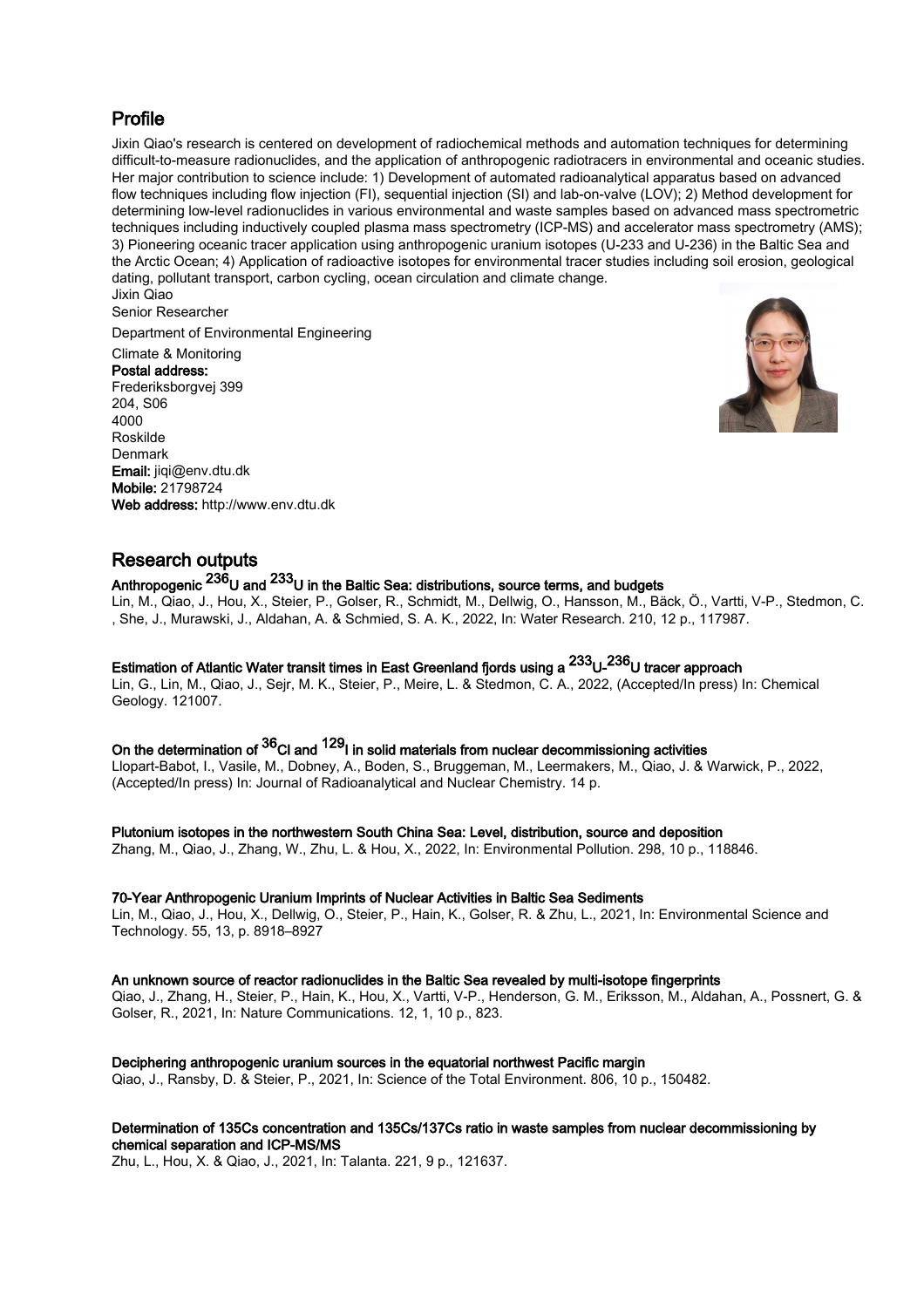## Profile

Jixin Qiao's research is centered on development of radiochemical methods and automation techniques for determining difficult-to-measure radionuclides, and the application of anthropogenic radiotracers in environmental and oceanic studies. Her major contribution to science include: 1) Development of automated radioanalytical apparatus based on advanced flow techniques including flow injection (FI), sequential injection (SI) and lab-on-valve (LOV); 2) Method development for determining low-level radionuclides in various environmental and waste samples based on advanced mass spectrometric techniques including inductively coupled plasma mass spectrometry (ICP-MS) and accelerator mass spectrometry (AMS); 3) Pioneering oceanic tracer application using anthropogenic uranium isotopes (U-233 and U-236) in the Baltic Sea and the Arctic Ocean; 4) Application of radioactive isotopes for environmental tracer studies including soil erosion, geological dating, pollutant transport, carbon cycling, ocean circulation and climate change.

Jixin Qiao
Senior Researcher

Department of Environmental Engineering

Climate & Monitoring

**Postal address:**
Frederiksborgvej 399
204, S06
4000
Roskilde
Denmark

**Email:** jiqi@env.dtu.dk
**Mobile:** 21798724
**Web address:** http://www.env.dtu.dk

## Research outputs

### Anthropogenic $^{236}U$ and $^{233}U$ in the Baltic Sea: distributions, source terms, and budgets

Lin, M., Qiao, J., Hou, X., Steier, P., Golser, R., Schmidt, M., Dellwig, O., Hansson, M., Bäck, Ö., Vartti, V-P., Stedmon, C. , She, J., Murawski, J., Aldahan, A. & Schmied, S. A. K., 2022, In: Water Research. 210, 12 p., 117987.

### Estimation of Atlantic Water transit times in East Greenland fjords using a $^{233}U$-$^{236}U$ tracer approach

Lin, G., Lin, M., Qiao, J., Sejr, M. K., Steier, P., Meire, L. & Stedmon, C. A., 2022, (Accepted/In press) In: Chemical Geology. 121007.

### On the determination of $^{36}Cl$ and $^{129}I$ in solid materials from nuclear decommissioning activities

Llopart-Babot, I., Vasile, M., Dobney, A., Boden, S., Bruggeman, M., Leermakers, M., Qiao, J. & Warwick, P., 2022, (Accepted/In press) In: Journal of Radioanalytical and Nuclear Chemistry. 14 p.

### Plutonium isotopes in the northwestern South China Sea: Level, distribution, source and deposition

Zhang, M., Qiao, J., Zhang, W., Zhu, L. & Hou, X., 2022, In: Environmental Pollution. 298, 10 p., 118846.

### 70-Year Anthropogenic Uranium Imprints of Nuclear Activities in Baltic Sea Sediments

Lin, M., Qiao, J., Hou, X., Dellwig, O., Steier, P., Hain, K., Golser, R. & Zhu, L., 2021, In: Environmental Science and Technology. 55, 13, p. 8918–8927

### An unknown source of reactor radionuclides in the Baltic Sea revealed by multi-isotope fingerprints

Qiao, J., Zhang, H., Steier, P., Hain, K., Hou, X., Vartti, V-P., Henderson, G. M., Eriksson, M., Aldahan, A., Possnert, G. & Golser, R., 2021, In: Nature Communications. 12, 1, 10 p., 823.

### Deciphering anthropogenic uranium sources in the equatorial northwest Pacific margin

Qiao, J., Ransby, D. & Steier, P., 2021, In: Science of the Total Environment. 806, 10 p., 150482.

### Determination of 135Cs concentration and 135Cs/137Cs ratio in waste samples from nuclear decommissioning by chemical separation and ICP-MS/MS

Zhu, L., Hou, X. & Qiao, J., 2021, In: Talanta. 221, 9 p., 121637.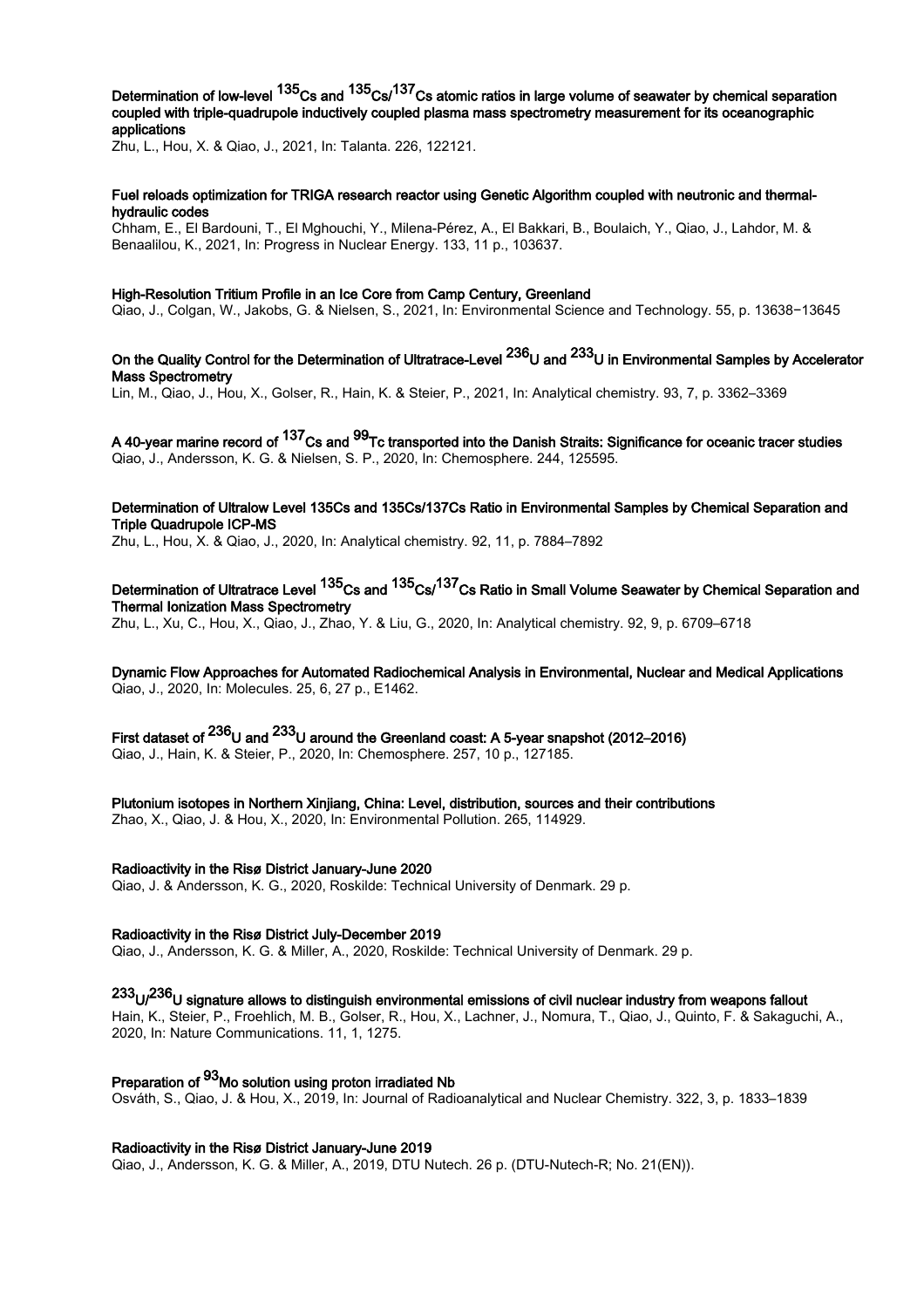**Determination of low-level $^{135}Cs$ and $^{135}Cs/^{137}Cs$ atomic ratios in large volume of seawater by chemical separation coupled with triple-quadrupole inductively coupled plasma mass spectrometry measurement for its oceanographic applications**

Zhu, L., Hou, X. & Qiao, J., 2021, In: Talanta. 226, 122121.

**Fuel reloads optimization for TRIGA research reactor using Genetic Algorithm coupled with neutronic and thermal-hydraulic codes**

Chham, E., El Bardouni, T., El Mghouchi, Y., Milena-Pérez, A., El Bakkari, B., Boulaich, Y., Qiao, J., Lahdor, M. & Benaalilou, K., 2021, In: Progress in Nuclear Energy. 133, 11 p., 103637.

**High-Resolution Tritium Profile in an Ice Core from Camp Century, Greenland**

Qiao, J., Colgan, W., Jakobs, G. & Nielsen, S., 2021, In: Environmental Science and Technology. 55, p. 13638−13645

**On the Quality Control for the Determination of Ultratrace-Level $^{236}U$ and $^{233}U$ in Environmental Samples by Accelerator Mass Spectrometry**

Lin, M., Qiao, J., Hou, X., Golser, R., Hain, K. & Steier, P., 2021, In: Analytical chemistry. 93, 7, p. 3362–3369

**A 40-year marine record of $^{137}Cs$ and $^{99}Tc$ transported into the Danish Straits: Significance for oceanic tracer studies**

Qiao, J., Andersson, K. G. & Nielsen, S. P., 2020, In: Chemosphere. 244, 125595.

**Determination of Ultralow Level 135Cs and 135Cs/137Cs Ratio in Environmental Samples by Chemical Separation and Triple Quadrupole ICP-MS**

Zhu, L., Hou, X. & Qiao, J., 2020, In: Analytical chemistry. 92, 11, p. 7884–7892

**Determination of Ultratrace Level $^{135}Cs$ and $^{135}Cs/^{137}Cs$ Ratio in Small Volume Seawater by Chemical Separation and Thermal Ionization Mass Spectrometry**

Zhu, L., Xu, C., Hou, X., Qiao, J., Zhao, Y. & Liu, G., 2020, In: Analytical chemistry. 92, 9, p. 6709–6718

**Dynamic Flow Approaches for Automated Radiochemical Analysis in Environmental, Nuclear and Medical Applications**

Qiao, J., 2020, In: Molecules. 25, 6, 27 p., E1462.

**First dataset of $^{236}U$ and $^{233}U$ around the Greenland coast: A 5-year snapshot (2012–2016)**

Qiao, J., Hain, K. & Steier, P., 2020, In: Chemosphere. 257, 10 p., 127185.

**Plutonium isotopes in Northern Xinjiang, China: Level, distribution, sources and their contributions**

Zhao, X., Qiao, J. & Hou, X., 2020, In: Environmental Pollution. 265, 114929.

**Radioactivity in the Risø District January-June 2020**

Qiao, J. & Andersson, K. G., 2020, Roskilde: Technical University of Denmark. 29 p.

**Radioactivity in the Risø District July-December 2019**

Qiao, J., Andersson, K. G. & Miller, A., 2020, Roskilde: Technical University of Denmark. 29 p.

**$^{233}U/^{236}U$ signature allows to distinguish environmental emissions of civil nuclear industry from weapons fallout**

Hain, K., Steier, P., Froehlich, M. B., Golser, R., Hou, X., Lachner, J., Nomura, T., Qiao, J., Quinto, F. & Sakaguchi, A., 2020, In: Nature Communications. 11, 1, 1275.

**Preparation of $^{93}Mo$ solution using proton irradiated Nb**

Osváth, S., Qiao, J. & Hou, X., 2019, In: Journal of Radioanalytical and Nuclear Chemistry. 322, 3, p. 1833–1839

**Radioactivity in the Risø District January-June 2019**

Qiao, J., Andersson, K. G. & Miller, A., 2019, DTU Nutech. 26 p. (DTU-Nutech-R; No. 21(EN)).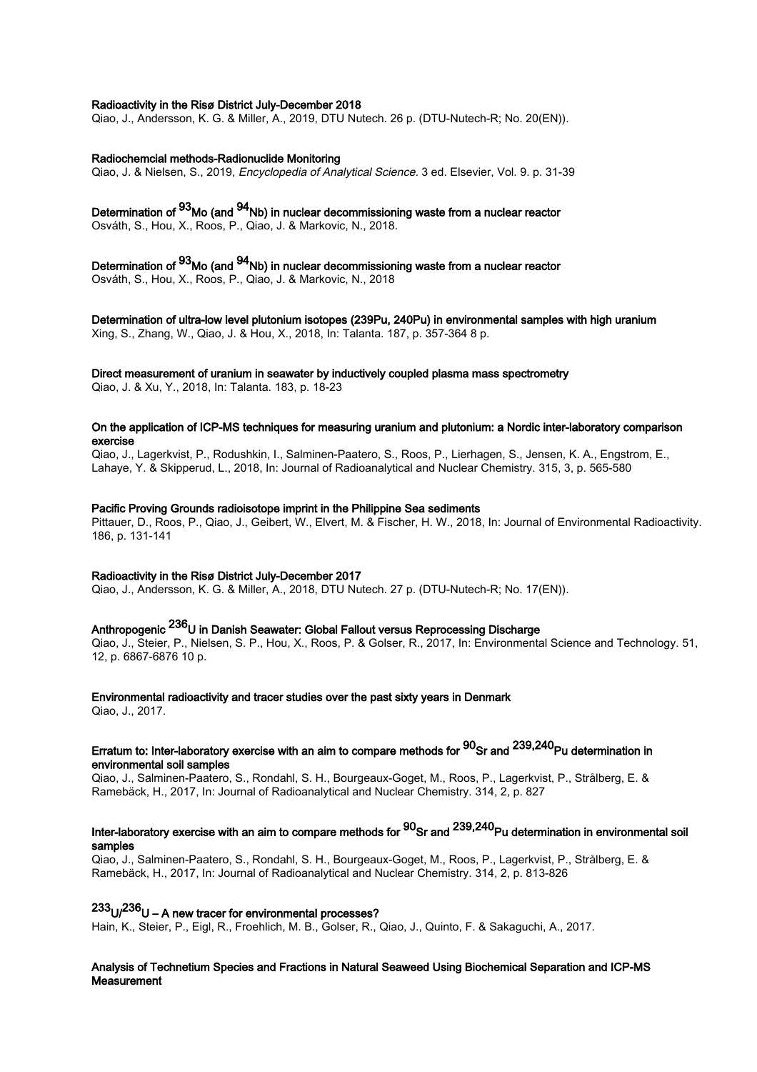**Radioactivity in the Risø District July-December 2018**
Qiao, J., Andersson, K. G. & Miller, A., 2019, DTU Nutech. 26 p. (DTU-Nutech-R; No. 20(EN)).

**Radiochemcial methods-Radionuclide Monitoring**
Qiao, J. & Nielsen, S., 2019, *Encyclopedia of Analytical Science*. 3 ed. Elsevier, Vol. 9. p. 31-39

**Determination of $^{93}$Mo (and $^{94}$Nb) in nuclear decommissioning waste from a nuclear reactor**
Osváth, S., Hou, X., Roos, P., Qiao, J. & Markovic, N., 2018.

**Determination of $^{93}$Mo (and $^{94}$Nb) in nuclear decommissioning waste from a nuclear reactor**
Osváth, S., Hou, X., Roos, P., Qiao, J. & Markovic, N., 2018

**Determination of ultra-low level plutonium isotopes (239Pu, 240Pu) in environmental samples with high uranium**
Xing, S., Zhang, W., Qiao, J. & Hou, X., 2018, In: Talanta. 187, p. 357-364 8 p.

**Direct measurement of uranium in seawater by inductively coupled plasma mass spectrometry**
Qiao, J. & Xu, Y., 2018, In: Talanta. 183, p. 18-23

**On the application of ICP-MS techniques for measuring uranium and plutonium: a Nordic inter-laboratory comparison exercise**
Qiao, J., Lagerkvist, P., Rodushkin, I., Salminen-Paatero, S., Roos, P., Lierhagen, S., Jensen, K. A., Engstrom, E., Lahaye, Y. & Skipperud, L., 2018, In: Journal of Radioanalytical and Nuclear Chemistry. 315, 3, p. 565-580

**Pacific Proving Grounds radioisotope imprint in the Philippine Sea sediments**
Pittauer, D., Roos, P., Qiao, J., Geibert, W., Elvert, M. & Fischer, H. W., 2018, In: Journal of Environmental Radioactivity. 186, p. 131-141

**Radioactivity in the Risø District July-December 2017**
Qiao, J., Andersson, K. G. & Miller, A., 2018, DTU Nutech. 27 p. (DTU-Nutech-R; No. 17(EN)).

**Anthropogenic $^{236}$U in Danish Seawater: Global Fallout versus Reprocessing Discharge**
Qiao, J., Steier, P., Nielsen, S. P., Hou, X., Roos, P. & Golser, R., 2017, In: Environmental Science and Technology. 51, 12, p. 6867-6876 10 p.

**Environmental radioactivity and tracer studies over the past sixty years in Denmark**
Qiao, J., 2017.

**Erratum to: Inter-laboratory exercise with an aim to compare methods for $^{90}$Sr and $^{239,240}$Pu determination in environmental soil samples**
Qiao, J., Salminen-Paatero, S., Rondahl, S. H., Bourgeaux-Goget, M., Roos, P., Lagerkvist, P., Strålberg, E. & Ramebäck, H., 2017, In: Journal of Radioanalytical and Nuclear Chemistry. 314, 2, p. 827

**Inter-laboratory exercise with an aim to compare methods for $^{90}$Sr and $^{239,240}$Pu determination in environmental soil samples**
Qiao, J., Salminen-Paatero, S., Rondahl, S. H., Bourgeaux-Goget, M., Roos, P., Lagerkvist, P., Strålberg, E. & Ramebäck, H., 2017, In: Journal of Radioanalytical and Nuclear Chemistry. 314, 2, p. 813-826

**$^{233}$U/$^{236}$U – A new tracer for environmental processes?**
Hain, K., Steier, P., Eigl, R., Froehlich, M. B., Golser, R., Qiao, J., Quinto, F. & Sakaguchi, A., 2017.

**Analysis of Technetium Species and Fractions in Natural Seaweed Using Biochemical Separation and ICP-MS Measurement**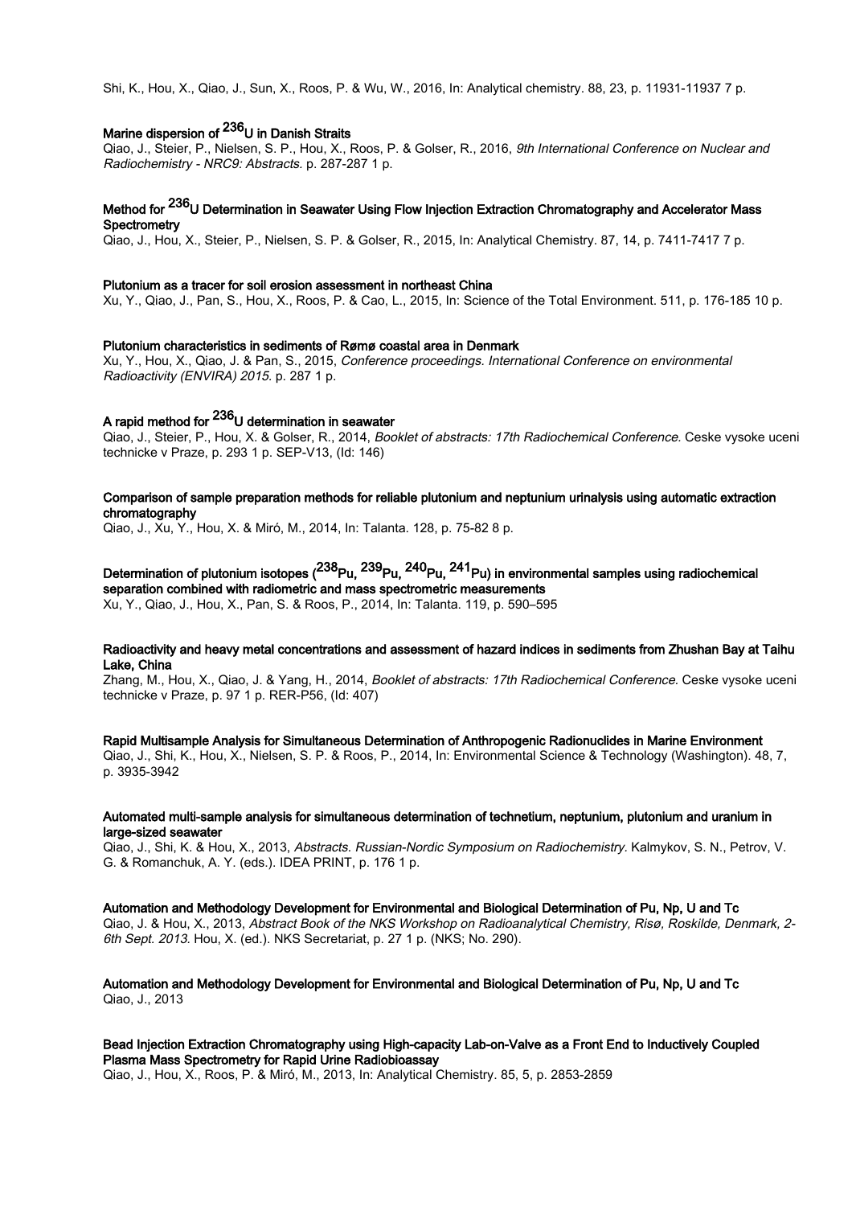Shi, K., Hou, X., Qiao, J., Sun, X., Roos, P. & Wu, W., 2016, In: Analytical chemistry. 88, 23, p. 11931-11937 7 p.

**Marine dispersion of $^{236}U$ in Danish Straits**

Qiao, J., Steier, P., Nielsen, S. P., Hou, X., Roos, P. & Golser, R., 2016, *9th International Conference on Nuclear and Radiochemistry - NRC9: Abstracts.* p. 287-287 1 p.

**Method for $^{236}U$ Determination in Seawater Using Flow Injection Extraction Chromatography and Accelerator Mass Spectrometry**

Qiao, J., Hou, X., Steier, P., Nielsen, S. P. & Golser, R., 2015, In: Analytical Chemistry. 87, 14, p. 7411-7417 7 p.

**Plutonium as a tracer for soil erosion assessment in northeast China**

Xu, Y., Qiao, J., Pan, S., Hou, X., Roos, P. & Cao, L., 2015, In: Science of the Total Environment. 511, p. 176-185 10 p.

**Plutonium characteristics in sediments of Rømø coastal area in Denmark**

Xu, Y., Hou, X., Qiao, J. & Pan, S., 2015, *Conference proceedings. International Conference on environmental Radioactivity (ENVIRA) 2015.* p. 287 1 p.

**A rapid method for $^{236}U$ determination in seawater**

Qiao, J., Steier, P., Hou, X. & Golser, R., 2014, *Booklet of abstracts: 17th Radiochemical Conference.* Ceske vysoke uceni technicke v Praze, p. 293 1 p. SEP-V13, (Id: 146)

**Comparison of sample preparation methods for reliable plutonium and neptunium urinalysis using automatic extraction chromatography**

Qiao, J., Xu, Y., Hou, X. & Miró, M., 2014, In: Talanta. 128, p. 75-82 8 p.

**Determination of plutonium isotopes ($^{238}Pu$, $^{239}Pu$, $^{240}Pu$, $^{241}Pu$) in environmental samples using radiochemical separation combined with radiometric and mass spectrometric measurements**

Xu, Y., Qiao, J., Hou, X., Pan, S. & Roos, P., 2014, In: Talanta. 119, p. 590–595

**Radioactivity and heavy metal concentrations and assessment of hazard indices in sediments from Zhushan Bay at Taihu Lake, China**

Zhang, M., Hou, X., Qiao, J. & Yang, H., 2014, *Booklet of abstracts: 17th Radiochemical Conference.* Ceske vysoke uceni technicke v Praze, p. 97 1 p. RER-P56, (Id: 407)

**Rapid Multisample Analysis for Simultaneous Determination of Anthropogenic Radionuclides in Marine Environment**

Qiao, J., Shi, K., Hou, X., Nielsen, S. P. & Roos, P., 2014, In: Environmental Science & Technology (Washington). 48, 7, p. 3935-3942

**Automated multi-sample analysis for simultaneous determination of technetium, neptunium, plutonium and uranium in large-sized seawater**

Qiao, J., Shi, K. & Hou, X., 2013, *Abstracts. Russian-Nordic Symposium on Radiochemistry.* Kalmykov, S. N., Petrov, V. G. & Romanchuk, A. Y. (eds.). IDEA PRINT, p. 176 1 p.

**Automation and Methodology Development for Environmental and Biological Determination of Pu, Np, U and Tc**

Qiao, J. & Hou, X., 2013, *Abstract Book of the NKS Workshop on Radioanalytical Chemistry, Risø, Roskilde, Denmark, 2-6th Sept. 2013.* Hou, X. (ed.). NKS Secretariat, p. 27 1 p. (NKS; No. 290).

**Automation and Methodology Development for Environmental and Biological Determination of Pu, Np, U and Tc**

Qiao, J., 2013

**Bead Injection Extraction Chromatography using High-capacity Lab-on-Valve as a Front End to Inductively Coupled Plasma Mass Spectrometry for Rapid Urine Radiobioassay**

Qiao, J., Hou, X., Roos, P. & Miró, M., 2013, In: Analytical Chemistry. 85, 5, p. 2853-2859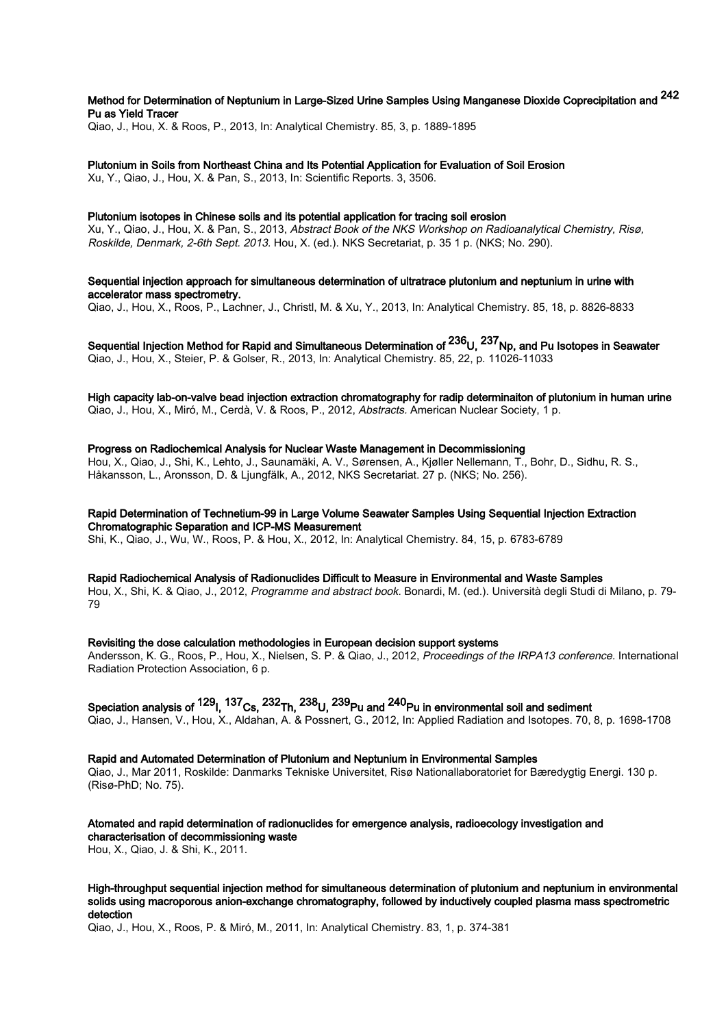**Method for Determination of Neptunium in Large-Sized Urine Samples Using Manganese Dioxide Coprecipitation and $^{242}$Pu as Yield Tracer**
Qiao, J., Hou, X. & Roos, P., 2013, In: Analytical Chemistry. 85, 3, p. 1889-1895

**Plutonium in Soils from Northeast China and Its Potential Application for Evaluation of Soil Erosion**
Xu, Y., Qiao, J., Hou, X. & Pan, S., 2013, In: Scientific Reports. 3, 3506.

**Plutonium isotopes in Chinese soils and its potential application for tracing soil erosion**
Xu, Y., Qiao, J., Hou, X. & Pan, S., 2013, *Abstract Book of the NKS Workshop on Radioanalytical Chemistry, Risø, Roskilde, Denmark, 2-6th Sept. 2013.* Hou, X. (ed.). NKS Secretariat, p. 35 1 p. (NKS; No. 290).

**Sequential injection approach for simultaneous determination of ultratrace plutonium and neptunium in urine with accelerator mass spectrometry.**
Qiao, J., Hou, X., Roos, P., Lachner, J., Christl, M. & Xu, Y., 2013, In: Analytical Chemistry. 85, 18, p. 8826-8833

**Sequential Injection Method for Rapid and Simultaneous Determination of $^{236}$U, $^{237}$Np, and Pu Isotopes in Seawater**
Qiao, J., Hou, X., Steier, P. & Golser, R., 2013, In: Analytical Chemistry. 85, 22, p. 11026-11033

**High capacity lab-on-valve bead injection extraction chromatography for radip determinaiton of plutonium in human urine**
Qiao, J., Hou, X., Miró, M., Cerdà, V. & Roos, P., 2012, *Abstracts.* American Nuclear Society, 1 p.

**Progress on Radiochemical Analysis for Nuclear Waste Management in Decommissioning**
Hou, X., Qiao, J., Shi, K., Lehto, J., Saunamäki, A. V., Sørensen, A., Kjøller Nellemann, T., Bohr, D., Sidhu, R. S., Håkansson, L., Aronsson, D. & Ljungfälk, A., 2012, NKS Secretariat. 27 p. (NKS; No. 256).

**Rapid Determination of Technetium-99 in Large Volume Seawater Samples Using Sequential Injection Extraction Chromatographic Separation and ICP-MS Measurement**
Shi, K., Qiao, J., Wu, W., Roos, P. & Hou, X., 2012, In: Analytical Chemistry. 84, 15, p. 6783-6789

**Rapid Radiochemical Analysis of Radionuclides Difficult to Measure in Environmental and Waste Samples**
Hou, X., Shi, K. & Qiao, J., 2012, *Programme and abstract book.* Bonardi, M. (ed.). Università degli Studi di Milano, p. 79-79

**Revisiting the dose calculation methodologies in European decision support systems**
Andersson, K. G., Roos, P., Hou, X., Nielsen, S. P. & Qiao, J., 2012, *Proceedings of the IRPA13 conference.* International Radiation Protection Association, 6 p.

**Speciation analysis of $^{129}$I, $^{137}$Cs, $^{232}$Th, $^{238}$U, $^{239}$Pu and $^{240}$Pu in environmental soil and sediment**
Qiao, J., Hansen, V., Hou, X., Aldahan, A. & Possnert, G., 2012, In: Applied Radiation and Isotopes. 70, 8, p. 1698-1708

**Rapid and Automated Determination of Plutonium and Neptunium in Environmental Samples**
Qiao, J., Mar 2011, Roskilde: Danmarks Tekniske Universitet, Risø Nationallaboratoriet for Bæredygtig Energi. 130 p. (Risø-PhD; No. 75).

**Atomated and rapid determination of radionuclides for emergence analysis, radioecology investigation and characterisation of decommissioning waste**
Hou, X., Qiao, J. & Shi, K., 2011.

**High-throughput sequential injection method for simultaneous determination of plutonium and neptunium in environmental solids using macroporous anion-exchange chromatography, followed by inductively coupled plasma mass spectrometric detection**
Qiao, J., Hou, X., Roos, P. & Miró, M., 2011, In: Analytical Chemistry. 83, 1, p. 374-381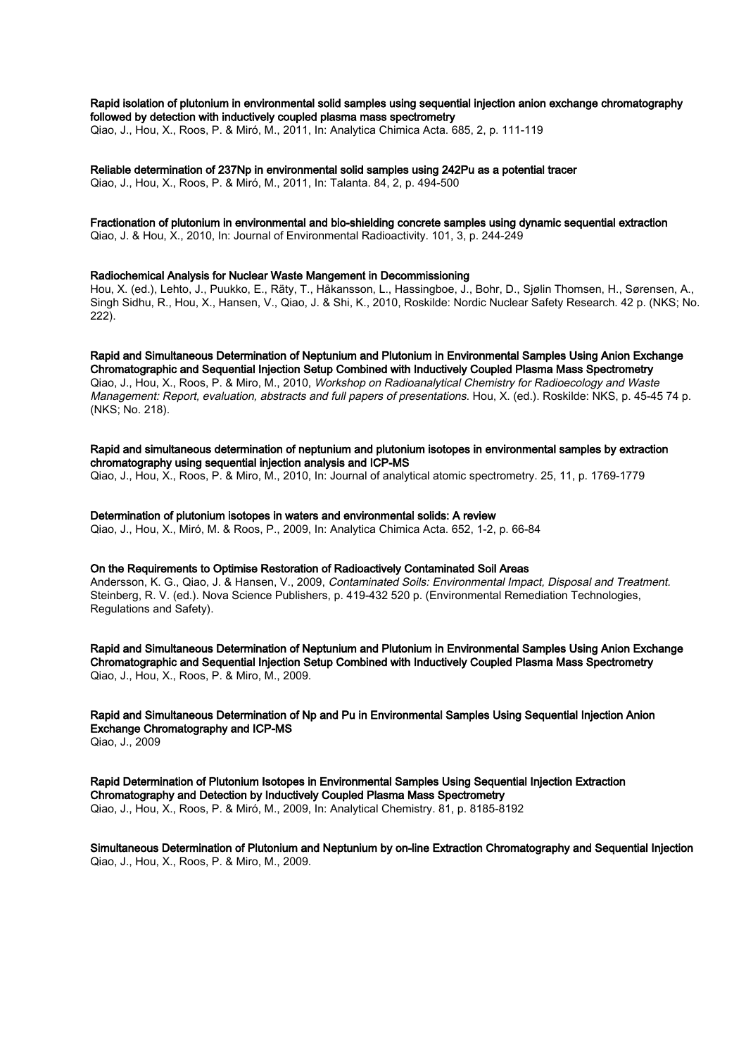**Rapid isolation of plutonium in environmental solid samples using sequential injection anion exchange chromatography followed by detection with inductively coupled plasma mass spectrometry**
Qiao, J., Hou, X., Roos, P. & Miró, M., 2011, In: Analytica Chimica Acta. 685, 2, p. 111-119

**Reliable determination of 237Np in environmental solid samples using 242Pu as a potential tracer**
Qiao, J., Hou, X., Roos, P. & Miró, M., 2011, In: Talanta. 84, 2, p. 494-500

**Fractionation of plutonium in environmental and bio-shielding concrete samples using dynamic sequential extraction**
Qiao, J. & Hou, X., 2010, In: Journal of Environmental Radioactivity. 101, 3, p. 244-249

**Radiochemical Analysis for Nuclear Waste Mangement in Decommissioning**
Hou, X. (ed.), Lehto, J., Puukko, E., Räty, T., Håkansson, L., Hassingboe, J., Bohr, D., Sjølin Thomsen, H., Sørensen, A., Singh Sidhu, R., Hou, X., Hansen, V., Qiao, J. & Shi, K., 2010, Roskilde: Nordic Nuclear Safety Research. 42 p. (NKS; No. 222).

**Rapid and Simultaneous Determination of Neptunium and Plutonium in Environmental Samples Using Anion Exchange Chromatographic and Sequential Injection Setup Combined with Inductively Coupled Plasma Mass Spectrometry**
Qiao, J., Hou, X., Roos, P. & Miro, M., 2010, *Workshop on Radioanalytical Chemistry for Radioecology and Waste Management: Report, evaluation, abstracts and full papers of presentations.* Hou, X. (ed.). Roskilde: NKS, p. 45-45 74 p. (NKS; No. 218).

**Rapid and simultaneous determination of neptunium and plutonium isotopes in environmental samples by extraction chromatography using sequential injection analysis and ICP-MS**
Qiao, J., Hou, X., Roos, P. & Miro, M., 2010, In: Journal of analytical atomic spectrometry. 25, 11, p. 1769-1779

**Determination of plutonium isotopes in waters and environmental solids: A review**
Qiao, J., Hou, X., Miró, M. & Roos, P., 2009, In: Analytica Chimica Acta. 652, 1-2, p. 66-84

**On the Requirements to Optimise Restoration of Radioactively Contaminated Soil Areas**
Andersson, K. G., Qiao, J. & Hansen, V., 2009, *Contaminated Soils: Environmental Impact, Disposal and Treatment.* Steinberg, R. V. (ed.). Nova Science Publishers, p. 419-432 520 p. (Environmental Remediation Technologies, Regulations and Safety).

**Rapid and Simultaneous Determination of Neptunium and Plutonium in Environmental Samples Using Anion Exchange Chromatographic and Sequential Injection Setup Combined with Inductively Coupled Plasma Mass Spectrometry**
Qiao, J., Hou, X., Roos, P. & Miro, M., 2009.

**Rapid and Simultaneous Determination of Np and Pu in Environmental Samples Using Sequential Injection Anion Exchange Chromatography and ICP-MS**
Qiao, J., 2009

**Rapid Determination of Plutonium Isotopes in Environmental Samples Using Sequential Injection Extraction Chromatography and Detection by Inductively Coupled Plasma Mass Spectrometry**
Qiao, J., Hou, X., Roos, P. & Miró, M., 2009, In: Analytical Chemistry. 81, p. 8185-8192

**Simultaneous Determination of Plutonium and Neptunium by on-line Extraction Chromatography and Sequential Injection**
Qiao, J., Hou, X., Roos, P. & Miro, M., 2009.